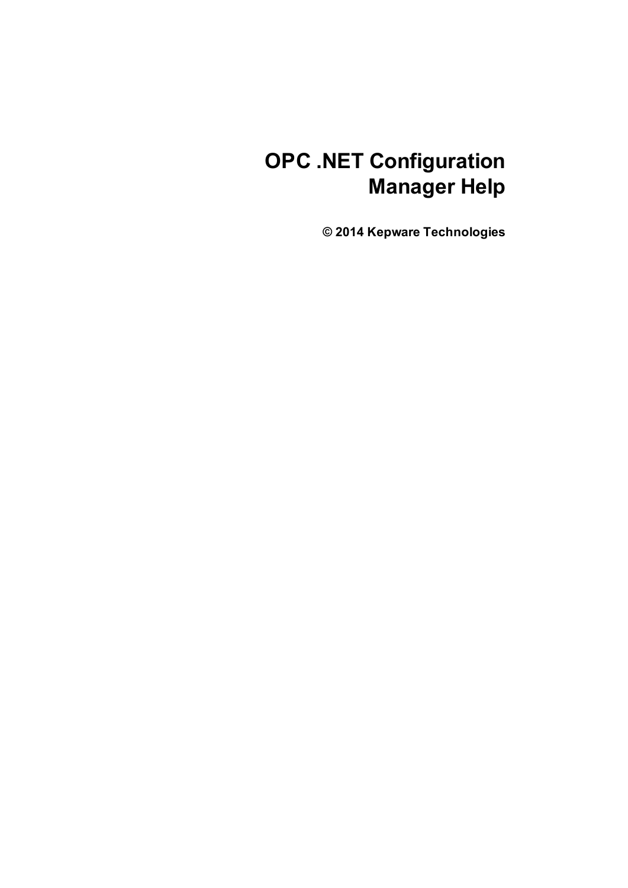# OPC .NET Configuration Manager Help

**© 2014 Kepware Technologies**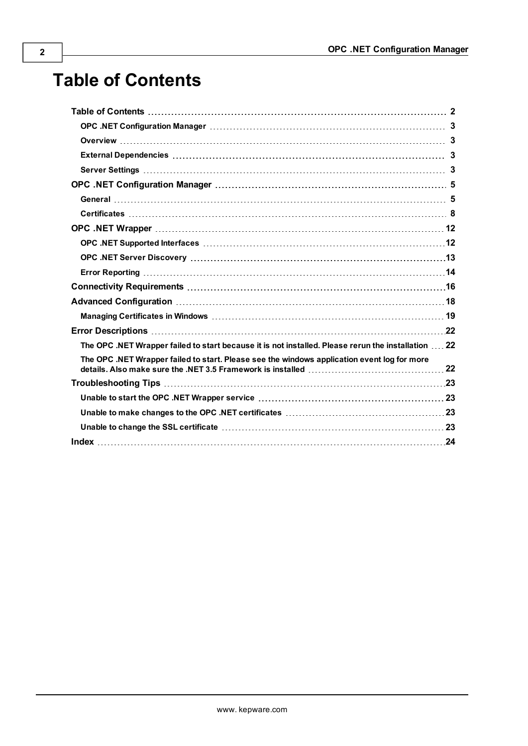# Table of Contents

- **Table of Contents** ... 2
  - **OPC .NET Configuration Manager** ... 3
  - **Overview** ... 3
  - **External Dependencies** ... 3
  - **Server Settings** ... 3
- **OPC .NET Configuration Manager** ... 5
  - **General** ... 5
  - **Certificates** ... 8
- **OPC .NET Wrapper** ... 12
  - **OPC .NET Supported Interfaces** ... 12
  - **OPC .NET Server Discovery** ... 13
  - **Error Reporting** ... 14
- **Connectivity Requirements** ... 16
- **Advanced Configuration** ... 18
  - **Managing Certificates in Windows** ... 19
- **Error Descriptions** ... 22
  - **The OPC .NET Wrapper failed to start because it is not installed. Please rerun the installation** ... 22
  - **The OPC .NET Wrapper failed to start. Please see the windows application event log for more details. Also make sure the .NET 3.5 Framework is installed** ... 22
- **Troubleshooting Tips** ... 23
  - **Unable to start the OPC .NET Wrapper service** ... 23
  - **Unable to make changes to the OPC .NET certificates** ... 23
  - **Unable to change the SSL certificate** ... 23
- **Index** ... 24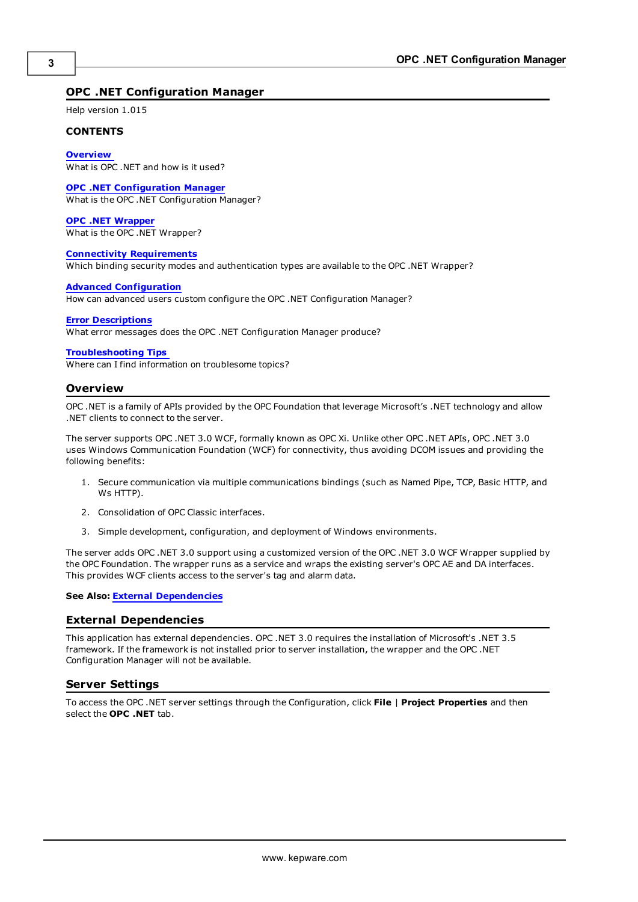# OPC .NET Configuration Manager

Help version 1.015

**CONTENTS**

**Overview**
What is OPC .NET and how is it used?

**OPC .NET Configuration Manager**
What is the OPC .NET Configuration Manager?

**OPC .NET Wrapper**
What is the OPC .NET Wrapper?

**Connectivity Requirements**
Which binding security modes and authentication types are available to the OPC .NET Wrapper?

**Advanced Configuration**
How can advanced users custom configure the OPC .NET Configuration Manager?

**Error Descriptions**
What error messages does the OPC .NET Configuration Manager produce?

**Troubleshooting Tips**
Where can I find information on troublesome topics?

## Overview

OPC .NET is a family of APIs provided by the OPC Foundation that leverage Microsoft's .NET technology and allow .NET clients to connect to the server.

The server supports OPC .NET 3.0 WCF, formally known as OPC Xi. Unlike other OPC .NET APIs, OPC .NET 3.0 uses Windows Communication Foundation (WCF) for connectivity, thus avoiding DCOM issues and providing the following benefits:

1. Secure communication via multiple communications bindings (such as Named Pipe, TCP, Basic HTTP, and Ws HTTP).
2. Consolidation of OPC Classic interfaces.
3. Simple development, configuration, and deployment of Windows environments.

The server adds OPC .NET 3.0 support using a customized version of the OPC .NET 3.0 WCF Wrapper supplied by the OPC Foundation. The wrapper runs as a service and wraps the existing server's OPC AE and DA interfaces. This provides WCF clients access to the server's tag and alarm data.

**See Also:** External Dependencies

## External Dependencies

This application has external dependencies. OPC .NET 3.0 requires the installation of Microsoft's .NET 3.5 framework. If the framework is not installed prior to server installation, the wrapper and the OPC .NET Configuration Manager will not be available.

## Server Settings

To access the OPC .NET server settings through the Configuration, click **File** | **Project Properties** and then select the **OPC .NET** tab.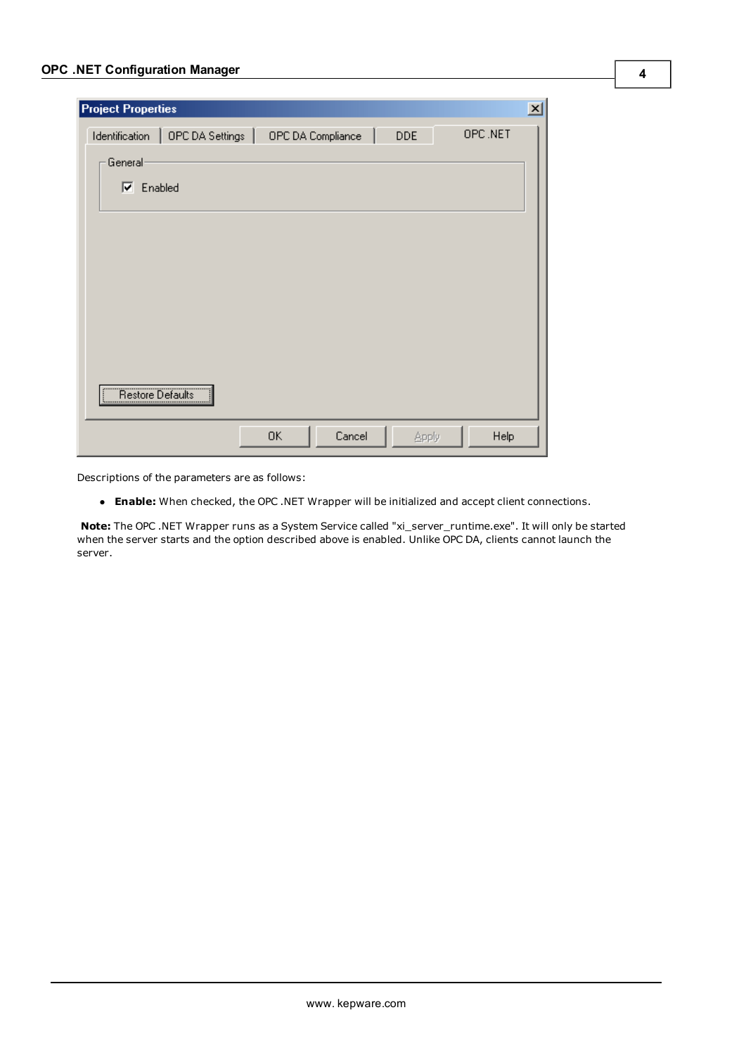Descriptions of the parameters are as follows:

- **Enable:** When checked, the OPC .NET Wrapper will be initialized and accept client connections.

**Note:** The OPC .NET Wrapper runs as a System Service called "xi_server_runtime.exe". It will only be started when the server starts and the option described above is enabled. Unlike OPC DA, clients cannot launch the server.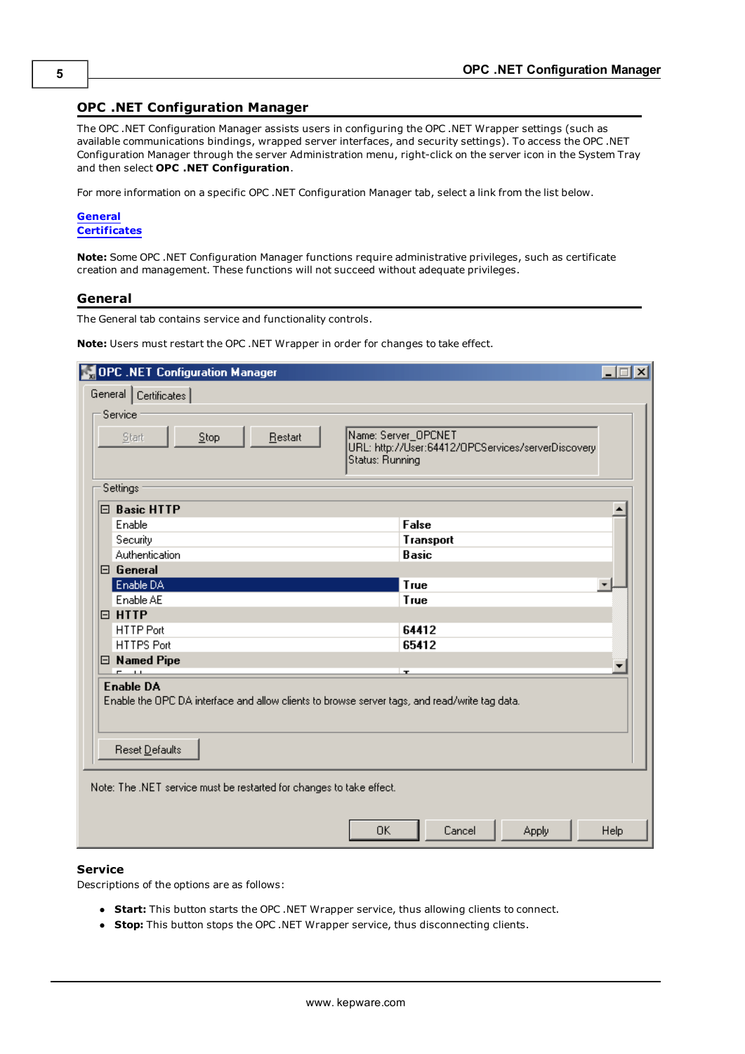## OPC .NET Configuration Manager

The OPC .NET Configuration Manager assists users in configuring the OPC .NET Wrapper settings (such as available communications bindings, wrapped server interfaces, and security settings). To access the OPC .NET Configuration Manager through the server Administration menu, right-click on the server icon in the System Tray and then select **OPC .NET Configuration**.

For more information on a specific OPC .NET Configuration Manager tab, select a link from the list below.

**General**
**Certificates**

**Note:** Some OPC .NET Configuration Manager functions require administrative privileges, such as certificate creation and management. These functions will not succeed without adequate privileges.

## General

The General tab contains service and functionality controls.

**Note:** Users must restart the OPC .NET Wrapper in order for changes to take effect.

### Service

Descriptions of the options are as follows:

- **Start:** This button starts the OPC .NET Wrapper service, thus allowing clients to connect.
- **Stop:** This button stops the OPC .NET Wrapper service, thus disconnecting clients.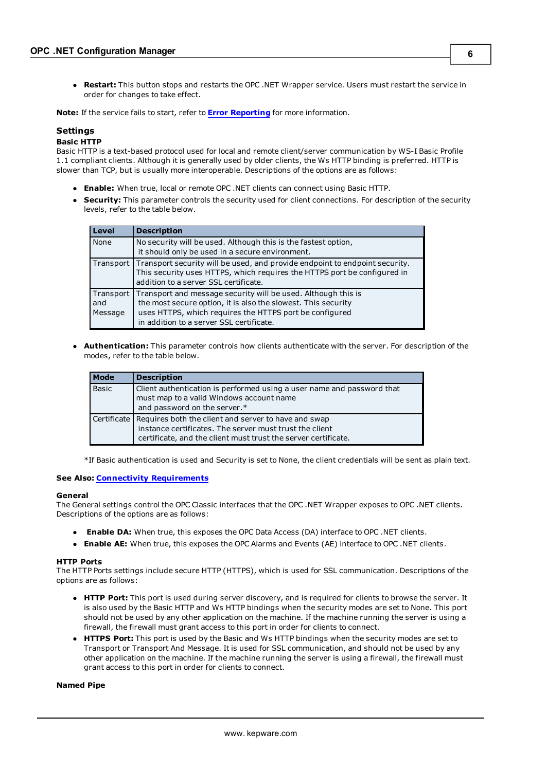- **Restart:** This button stops and restarts the OPC .NET Wrapper service. Users must restart the service in order for changes to take effect.

**Note:** If the service fails to start, refer to **Error Reporting** for more information.

## Settings

### Basic HTTP

Basic HTTP is a text-based protocol used for local and remote client/server communication by WS-I Basic Profile 1.1 compliant clients. Although it is generally used by older clients, the Ws HTTP binding is preferred. HTTP is slower than TCP, but is usually more interoperable. Descriptions of the options are as follows:

- **Enable:** When true, local or remote OPC .NET clients can connect using Basic HTTP.
- **Security:** This parameter controls the security used for client connections. For description of the security levels, refer to the table below.

| Level | Description |
|---|---|
| None | No security will be used. Although this is the fastest option, it should only be used in a secure environment. |
| Transport | Transport security will be used, and provide endpoint to endpoint security. This security uses HTTPS, which requires the HTTPS port be configured in addition to a server SSL certificate. |
| Transport and Message | Transport and message security will be used. Although this is the most secure option, it is also the slowest. This security uses HTTPS, which requires the HTTPS port be configured in addition to a server SSL certificate. |

- **Authentication:** This parameter controls how clients authenticate with the server. For description of the modes, refer to the table below.

| Mode | Description |
|---|---|
| Basic | Client authentication is performed using a user name and password that must map to a valid Windows account name and password on the server.* |
| Certificate | Requires both the client and server to have and swap instance certificates. The server must trust the client certificate, and the client must trust the server certificate. |

*If Basic authentication is used and Security is set to None, the client credentials will be sent as plain text.

**See Also:** **Connectivity Requirements**

### General

The General settings control the OPC Classic interfaces that the OPC .NET Wrapper exposes to OPC .NET clients. Descriptions of the options are as follows:

- **Enable DA:** When true, this exposes the OPC Data Access (DA) interface to OPC .NET clients.
- **Enable AE:** When true, this exposes the OPC Alarms and Events (AE) interface to OPC .NET clients.

### HTTP Ports

The HTTP Ports settings include secure HTTP (HTTPS), which is used for SSL communication. Descriptions of the options are as follows:

- **HTTP Port:** This port is used during server discovery, and is required for clients to browse the server. It is also used by the Basic HTTP and Ws HTTP bindings when the security modes are set to None. This port should not be used by any other application on the machine. If the machine running the server is using a firewall, the firewall must grant access to this port in order for clients to connect.
- **HTTPS Port:** This port is used by the Basic and Ws HTTP bindings when the security modes are set to Transport or Transport And Message. It is used for SSL communication, and should not be used by any other application on the machine. If the machine running the server is using a firewall, the firewall must grant access to this port in order for clients to connect.

### Named Pipe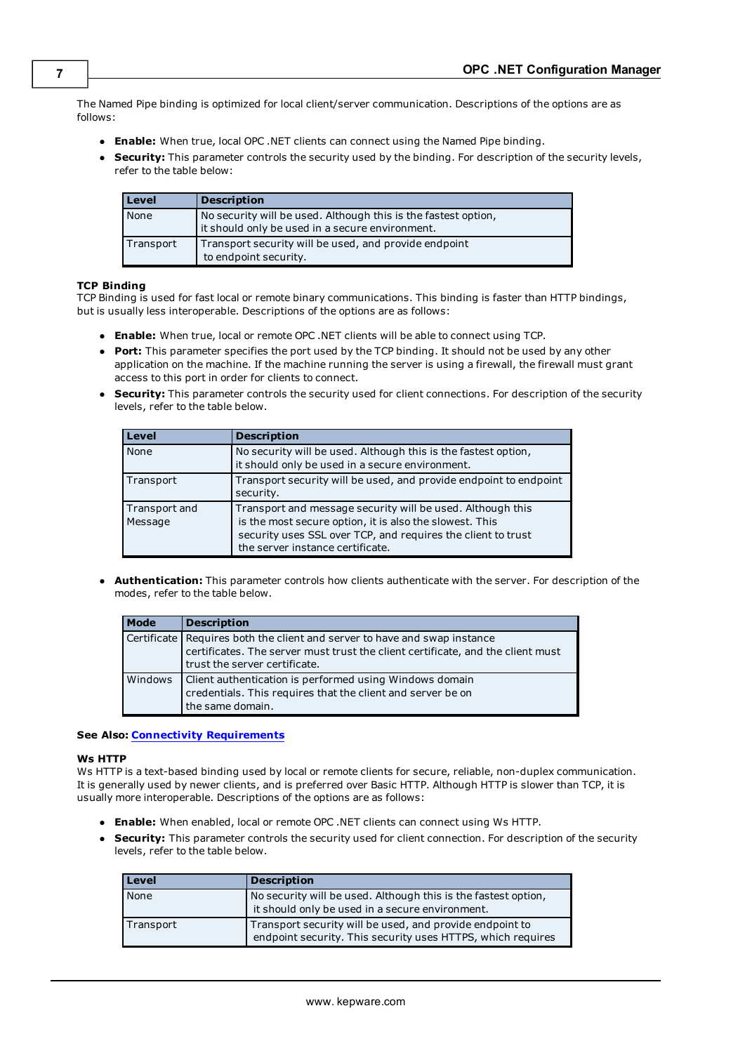The Named Pipe binding is optimized for local client/server communication. Descriptions of the options are as follows:

- **Enable:** When true, local OPC .NET clients can connect using the Named Pipe binding.
- **Security:** This parameter controls the security used by the binding. For description of the security levels, refer to the table below:

| Level | Description |
| --- | --- |
| None | No security will be used. Although this is the fastest option, it should only be used in a secure environment. |
| Transport | Transport security will be used, and provide endpoint to endpoint security. |

**TCP Binding**
TCP Binding is used for fast local or remote binary communications. This binding is faster than HTTP bindings, but is usually less interoperable. Descriptions of the options are as follows:

- **Enable:** When true, local or remote OPC .NET clients will be able to connect using TCP.
- **Port:** This parameter specifies the port used by the TCP binding. It should not be used by any other application on the machine. If the machine running the server is using a firewall, the firewall must grant access to this port in order for clients to connect.
- **Security:** This parameter controls the security used for client connections. For description of the security levels, refer to the table below.

| Level | Description |
| --- | --- |
| None | No security will be used. Although this is the fastest option, it should only be used in a secure environment. |
| Transport | Transport security will be used, and provide endpoint to endpoint security. |
| Transport and Message | Transport and message security will be used. Although this is the most secure option, it is also the slowest. This security uses SSL over TCP, and requires the client to trust the server instance certificate. |

- **Authentication:** This parameter controls how clients authenticate with the server. For description of the modes, refer to the table below.

| Mode | Description |
| --- | --- |
| Certificate | Requires both the client and server to have and swap instance certificates. The server must trust the client certificate, and the client must trust the server certificate. |
| Windows | Client authentication is performed using Windows domain credentials. This requires that the client and server be on the same domain. |

**See Also:** Connectivity Requirements

**Ws HTTP**
Ws HTTP is a text-based binding used by local or remote clients for secure, reliable, non-duplex communication. It is generally used by newer clients, and is preferred over Basic HTTP. Although HTTP is slower than TCP, it is usually more interoperable. Descriptions of the options are as follows:

- **Enable:** When enabled, local or remote OPC .NET clients can connect using Ws HTTP.
- **Security:** This parameter controls the security used for client connection. For description of the security levels, refer to the table below.

| Level | Description |
| --- | --- |
| None | No security will be used. Although this is the fastest option, it should only be used in a secure environment. |
| Transport | Transport security will be used, and provide endpoint to endpoint security. This security uses HTTPS, which requires |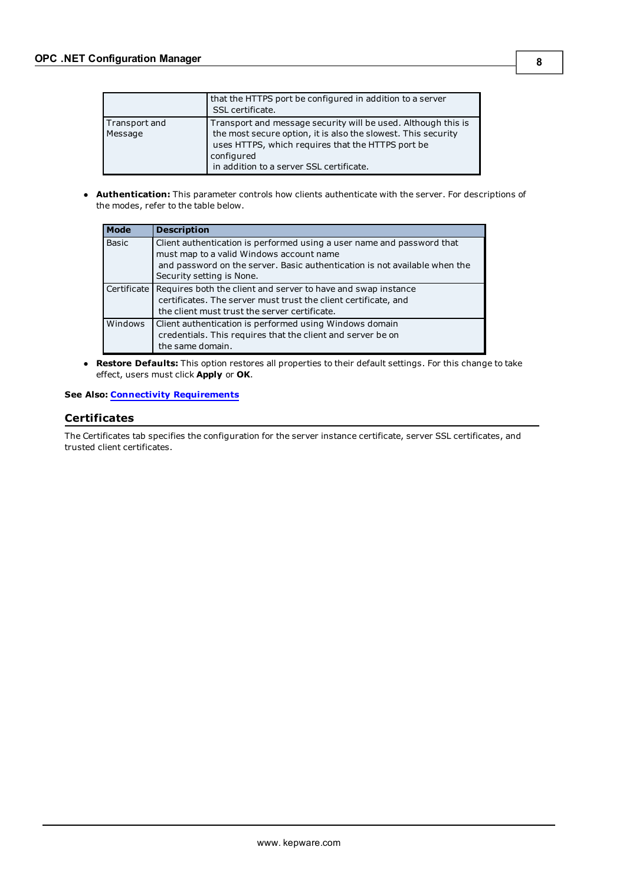| | |
|---|---|
| | that the HTTPS port be configured in addition to a server SSL certificate. |
| Transport and Message | Transport and message security will be used. Although this is the most secure option, it is also the slowest. This security uses HTTPS, which requires that the HTTPS port be configured in addition to a server SSL certificate. |

- **Authentication:** This parameter controls how clients authenticate with the server. For descriptions of the modes, refer to the table below.

| Mode | Description |
|---|---|
| Basic | Client authentication is performed using a user name and password that must map to a valid Windows account name and password on the server. Basic authentication is not available when the Security setting is None. |
| Certificate | Requires both the client and server to have and swap instance certificates. The server must trust the client certificate, and the client must trust the server certificate. |
| Windows | Client authentication is performed using Windows domain credentials. This requires that the client and server be on the same domain. |

- **Restore Defaults:** This option restores all properties to their default settings. For this change to take effect, users must click **Apply** or **OK**.

**See Also:** Connectivity Requirements

## Certificates

The Certificates tab specifies the configuration for the server instance certificate, server SSL certificates, and trusted client certificates.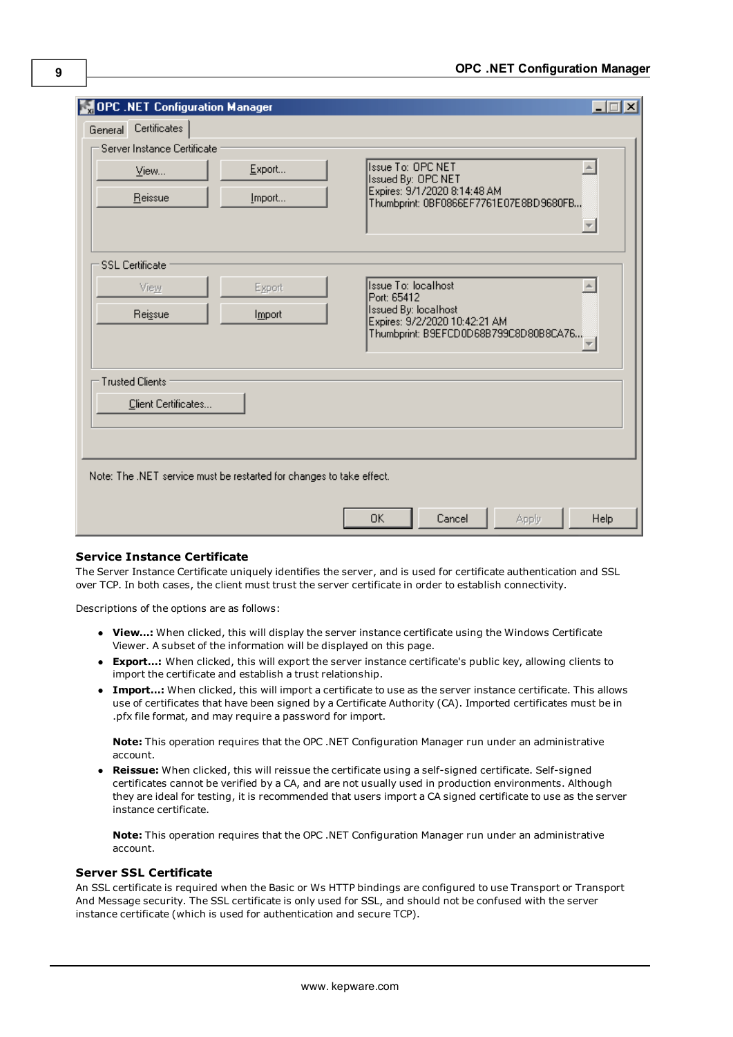### Service Instance Certificate

The Server Instance Certificate uniquely identifies the server, and is used for certificate authentication and SSL over TCP. In both cases, the client must trust the server certificate in order to establish connectivity.

Descriptions of the options are as follows:

- **View...:** When clicked, this will display the server instance certificate using the Windows Certificate Viewer. A subset of the information will be displayed on this page.
- **Export...:** When clicked, this will export the server instance certificate's public key, allowing clients to import the certificate and establish a trust relationship.
- **Import...:** When clicked, this will import a certificate to use as the server instance certificate. This allows use of certificates that have been signed by a Certificate Authority (CA). Imported certificates must be in .pfx file format, and may require a password for import.

  **Note:** This operation requires that the OPC .NET Configuration Manager run under an administrative account.
- **Reissue:** When clicked, this will reissue the certificate using a self-signed certificate. Self-signed certificates cannot be verified by a CA, and are not usually used in production environments. Although they are ideal for testing, it is recommended that users import a CA signed certificate to use as the server instance certificate.

  **Note:** This operation requires that the OPC .NET Configuration Manager run under an administrative account.

### Server SSL Certificate

An SSL certificate is required when the Basic or Ws HTTP bindings are configured to use Transport or Transport And Message security. The SSL certificate is only used for SSL, and should not be confused with the server instance certificate (which is used for authentication and secure TCP).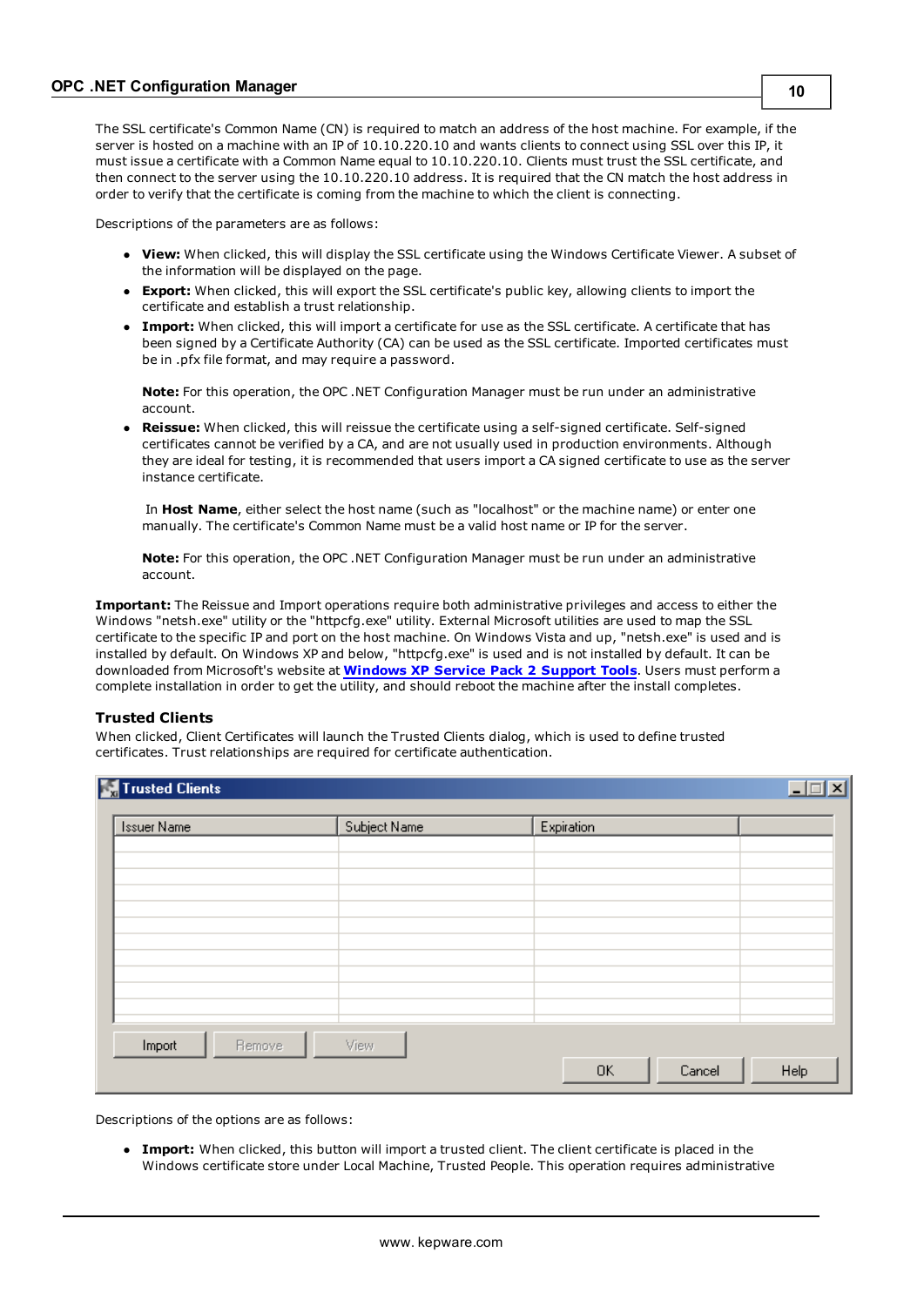The SSL certificate's Common Name (CN) is required to match an address of the host machine. For example, if the server is hosted on a machine with an IP of 10.10.220.10 and wants clients to connect using SSL over this IP, it must issue a certificate with a Common Name equal to 10.10.220.10. Clients must trust the SSL certificate, and then connect to the server using the 10.10.220.10 address. It is required that the CN match the host address in order to verify that the certificate is coming from the machine to which the client is connecting.

Descriptions of the parameters are as follows:

- **View:** When clicked, this will display the SSL certificate using the Windows Certificate Viewer. A subset of the information will be displayed on the page.
- **Export:** When clicked, this will export the SSL certificate's public key, allowing clients to import the certificate and establish a trust relationship.
- **Import:** When clicked, this will import a certificate for use as the SSL certificate. A certificate that has been signed by a Certificate Authority (CA) can be used as the SSL certificate. Imported certificates must be in .pfx file format, and may require a password.

  **Note:** For this operation, the OPC .NET Configuration Manager must be run under an administrative account.
- **Reissue:** When clicked, this will reissue the certificate using a self-signed certificate. Self-signed certificates cannot be verified by a CA, and are not usually used in production environments. Although they are ideal for testing, it is recommended that users import a CA signed certificate to use as the server instance certificate.

  In **Host Name**, either select the host name (such as "localhost" or the machine name) or enter one manually. The certificate's Common Name must be a valid host name or IP for the server.

  **Note:** For this operation, the OPC .NET Configuration Manager must be run under an administrative account.

**Important:** The Reissue and Import operations require both administrative privileges and access to either the Windows "netsh.exe" utility or the "httpcfg.exe" utility. External Microsoft utilities are used to map the SSL certificate to the specific IP and port on the host machine. On Windows Vista and up, "netsh.exe" is used and is installed by default. On Windows XP and below, "httpcfg.exe" is used and is not installed by default. It can be downloaded from Microsoft's website at **Windows XP Service Pack 2 Support Tools**. Users must perform a complete installation in order to get the utility, and should reboot the machine after the install completes.

### Trusted Clients

When clicked, Client Certificates will launch the Trusted Clients dialog, which is used to define trusted certificates. Trust relationships are required for certificate authentication.

**Trusted Clients**

| Issuer Name | Subject Name | Expiration | |
|---|---|---|---|
| | | | |

Import | Remove | View

OK | Cancel | Help

Descriptions of the options are as follows:

- **Import:** When clicked, this button will import a trusted client. The client certificate is placed in the Windows certificate store under Local Machine, Trusted People. This operation requires administrative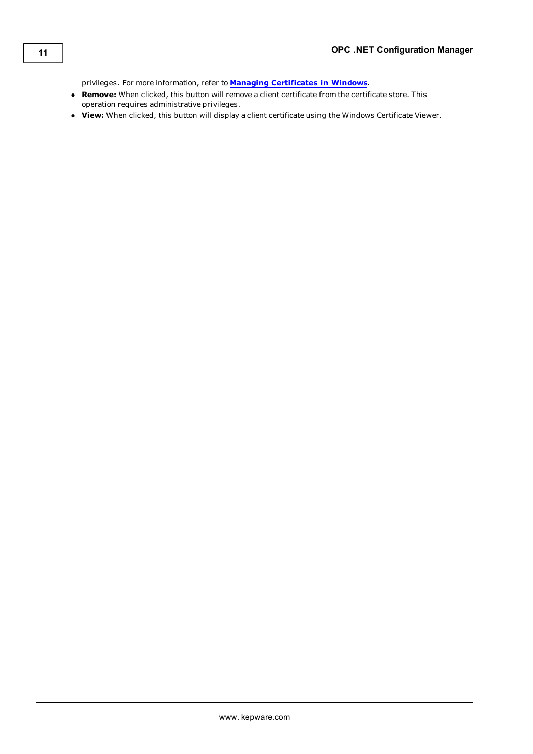privileges. For more information, refer to **Managing Certificates in Windows**.

- **Remove:** When clicked, this button will remove a client certificate from the certificate store. This operation requires administrative privileges.
- **View:** When clicked, this button will display a client certificate using the Windows Certificate Viewer.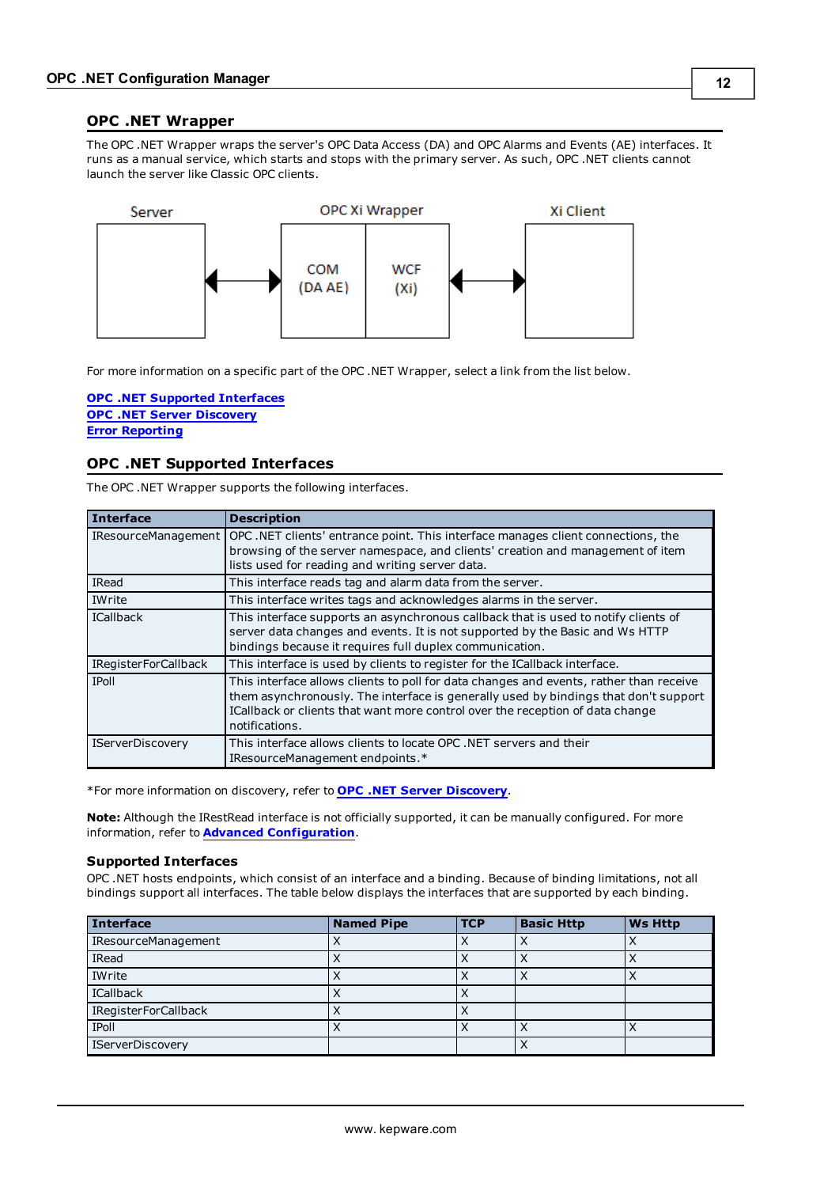## OPC .NET Wrapper

The OPC .NET Wrapper wraps the server's OPC Data Access (DA) and OPC Alarms and Events (AE) interfaces. It runs as a manual service, which starts and stops with the primary server. As such, OPC .NET clients cannot launch the server like Classic OPC clients.

For more information on a specific part of the OPC .NET Wrapper, select a link from the list below.

**OPC .NET Supported Interfaces**
**OPC .NET Server Discovery**
**Error Reporting**

## OPC .NET Supported Interfaces

The OPC .NET Wrapper supports the following interfaces.

| Interface | Description |
|---|---|
| IResourceManagement | OPC .NET clients' entrance point. This interface manages client connections, the browsing of the server namespace, and clients' creation and management of item lists used for reading and writing server data. |
| IRead | This interface reads tag and alarm data from the server. |
| IWrite | This interface writes tags and acknowledges alarms in the server. |
| ICallback | This interface supports an asynchronous callback that is used to notify clients of server data changes and events. It is not supported by the Basic and Ws HTTP bindings because it requires full duplex communication. |
| IRegisterForCallback | This interface is used by clients to register for the ICallback interface. |
| IPoll | This interface allows clients to poll for data changes and events, rather than receive them asynchronously. The interface is generally used by bindings that don't support ICallback or clients that want more control over the reception of data change notifications. |
| IServerDiscovery | This interface allows clients to locate OPC .NET servers and their IResourceManagement endpoints.* |

*For more information on discovery, refer to **OPC .NET Server Discovery**.

**Note:** Although the IRestRead interface is not officially supported, it can be manually configured. For more information, refer to **Advanced Configuration**.

### Supported Interfaces

OPC .NET hosts endpoints, which consist of an interface and a binding. Because of binding limitations, not all bindings support all interfaces. The table below displays the interfaces that are supported by each binding.

| Interface | Named Pipe | TCP | Basic Http | Ws Http |
|---|---|---|---|---|
| IResourceManagement | X | X | X | X |
| IRead | X | X | X | X |
| IWrite | X | X | X | X |
| ICallback | X | X | | |
| IRegisterForCallback | X | X | | |
| IPoll | X | X | X | X |
| IServerDiscovery | | | X | |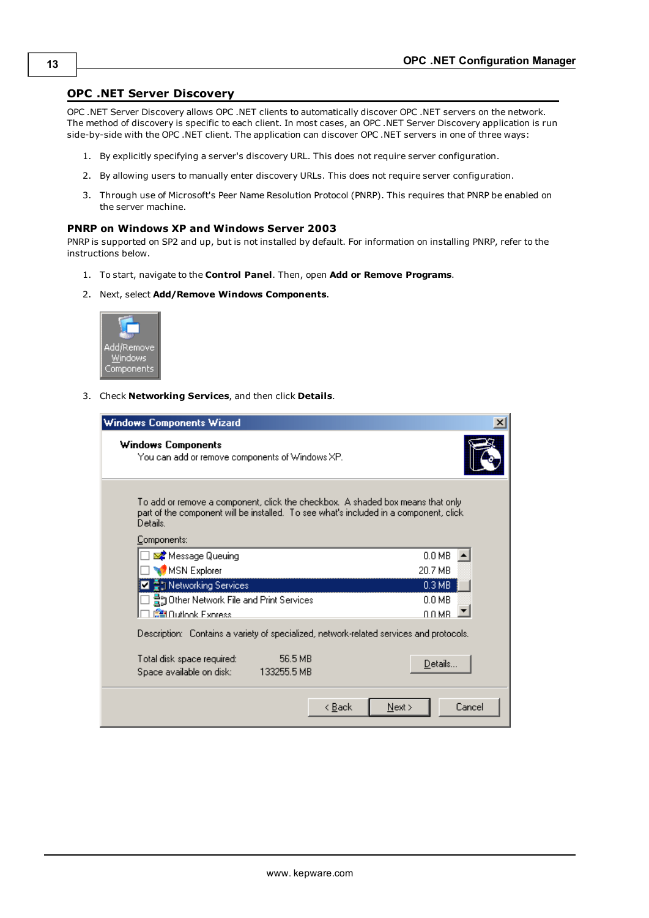## OPC .NET Server Discovery

OPC .NET Server Discovery allows OPC .NET clients to automatically discover OPC .NET servers on the network. The method of discovery is specific to each client. In most cases, an OPC .NET Server Discovery application is run side-by-side with the OPC .NET client. The application can discover OPC .NET servers in one of three ways:

1. By explicitly specifying a server's discovery URL. This does not require server configuration.
2. By allowing users to manually enter discovery URLs. This does not require server configuration.
3. Through use of Microsoft's Peer Name Resolution Protocol (PNRP). This requires that PNRP be enabled on the server machine.

### PNRP on Windows XP and Windows Server 2003

PNRP is supported on SP2 and up, but is not installed by default. For information on installing PNRP, refer to the instructions below.

1. To start, navigate to the **Control Panel**. Then, open **Add or Remove Programs**.
2. Next, select **Add/Remove Windows Components**.
3. Check **Networking Services**, and then click **Details**.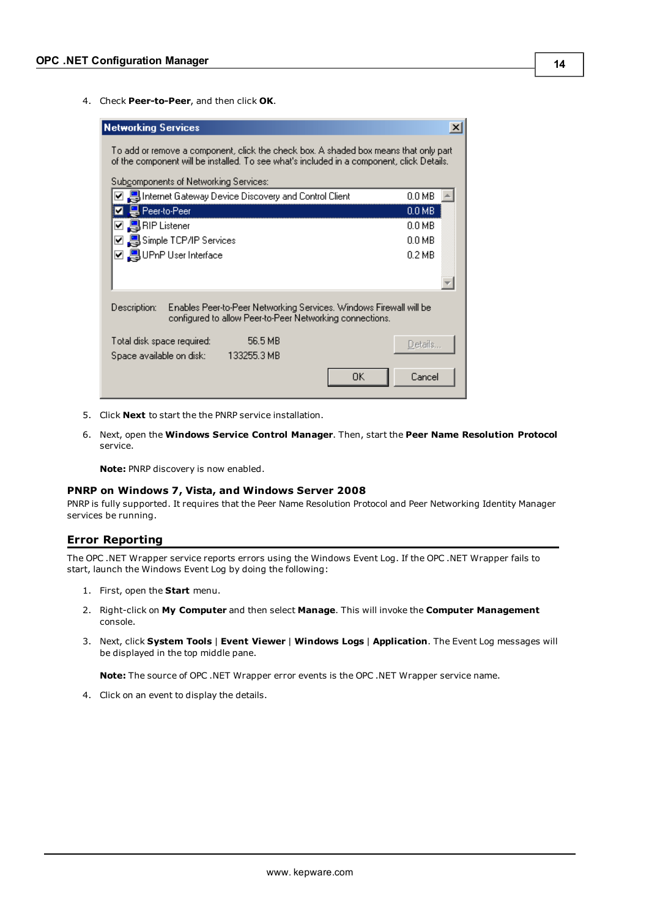4. Check **Peer-to-Peer**, and then click **OK**.

5. Click **Next** to start the the PNRP service installation.

6. Next, open the **Windows Service Control Manager**. Then, start the **Peer Name Resolution Protocol** service.

   **Note:** PNRP discovery is now enabled.

### PNRP on Windows 7, Vista, and Windows Server 2008

PNRP is fully supported. It requires that the Peer Name Resolution Protocol and Peer Networking Identity Manager services be running.

## Error Reporting

The OPC .NET Wrapper service reports errors using the Windows Event Log. If the OPC .NET Wrapper fails to start, launch the Windows Event Log by doing the following:

1. First, open the **Start** menu.

2. Right-click on **My Computer** and then select **Manage**. This will invoke the **Computer Management** console.

3. Next, click **System Tools** | **Event Viewer** | **Windows Logs** | **Application**. The Event Log messages will be displayed in the top middle pane.

   **Note:** The source of OPC .NET Wrapper error events is the OPC .NET Wrapper service name.

4. Click on an event to display the details.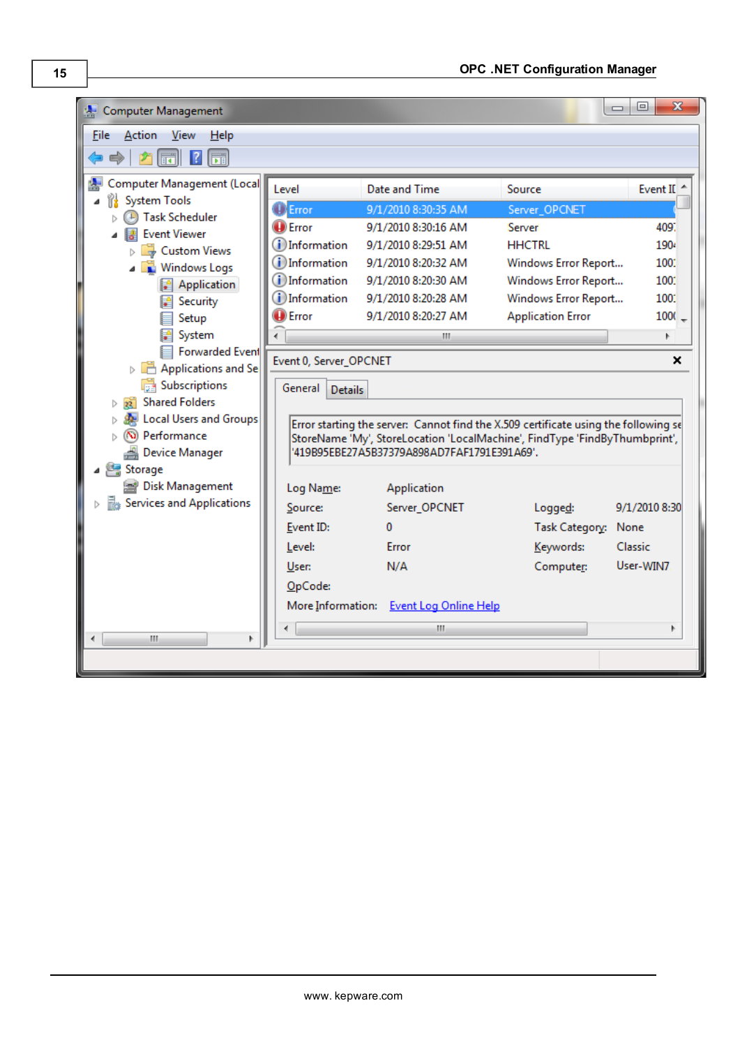Computer Management

File Action View Help

- Computer Management (Local
  - System Tools
    - Task Scheduler
    - Event Viewer
      - Custom Views
      - Windows Logs
        - Application
        - Security
        - Setup
        - System
        - Forwarded Event
      - Applications and Se
      - Subscriptions
    - Shared Folders
    - Local Users and Groups
    - Performance
    - Device Manager
  - Storage
    - Disk Management
  - Services and Applications

| Level | Date and Time | Source | Event II |
|---|---|---|---|
| Error | 9/1/2010 8:30:35 AM | Server_OPCNET | |
| Error | 9/1/2010 8:30:16 AM | Server | 409 |
| Information | 9/1/2010 8:29:51 AM | HHCTRL | 190 |
| Information | 9/1/2010 8:20:32 AM | Windows Error Report... | 100 |
| Information | 9/1/2010 8:20:30 AM | Windows Error Report... | 100 |
| Information | 9/1/2010 8:20:28 AM | Windows Error Report... | 100 |
| Error | 9/1/2010 8:20:27 AM | Application Error | 100 |

Event 0, Server_OPCNET

General | Details

Error starting the server: Cannot find the X.509 certificate using the following se StoreName 'My', StoreLocation 'LocalMachine', FindType 'FindByThumbprint', '419B95EBE27A5B37379A898AD7FAF1791E391A69'.

| | | | |
|---|---|---|---|
| Log Name: | Application | | |
| Source: | Server_OPCNET | Logged: | 9/1/2010 8:30 |
| Event ID: | 0 | Task Category: | None |
| Level: | Error | Keywords: | Classic |
| User: | N/A | Computer: | User-WIN7 |
| OpCode: | | | |
| More Information: | Event Log Online Help | | |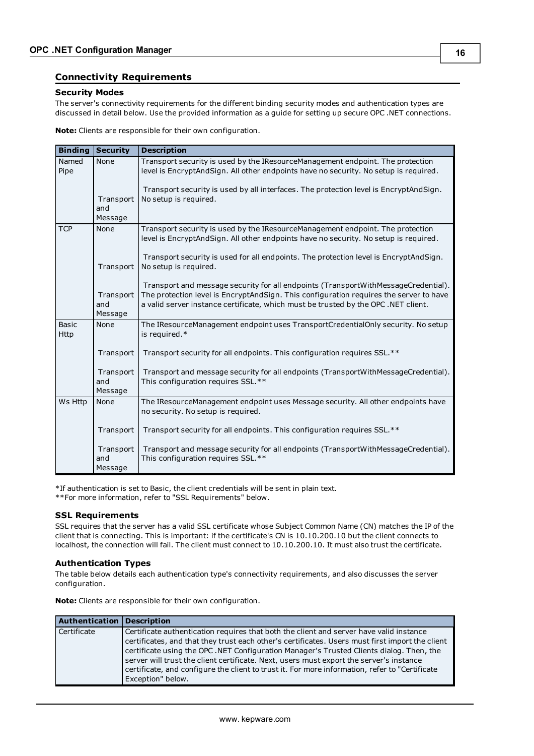## Connectivity Requirements

### Security Modes

The server's connectivity requirements for the different binding security modes and authentication types are discussed in detail below. Use the provided information as a guide for setting up secure OPC .NET connections.

**Note:** Clients are responsible for their own configuration.

| Binding | Security | Description |
|---|---|---|
| Named Pipe | None | Transport security is used by the IResourceManagement endpoint. The protection level is EncryptAndSign. All other endpoints have no security. No setup is required. |
| | Transport and Message | Transport security is used by all interfaces. The protection level is EncryptAndSign. No setup is required. |
| TCP | None | Transport security is used by the IResourceManagement endpoint. The protection level is EncryptAndSign. All other endpoints have no security. No setup is required. |
| | Transport | Transport security is used for all endpoints. The protection level is EncryptAndSign. No setup is required. |
| | Transport and Message | Transport and message security for all endpoints (TransportWithMessageCredential). The protection level is EncryptAndSign. This configuration requires the server to have a valid server instance certificate, which must be trusted by the OPC .NET client. |
| Basic Http | None | The IResourceManagement endpoint uses TransportCredentialOnly security. No setup is required.* |
| | Transport | Transport security for all endpoints. This configuration requires SSL.** |
| | Transport and Message | Transport and message security for all endpoints (TransportWithMessageCredential). This configuration requires SSL.** |
| Ws Http | None | The IResourceManagement endpoint uses Message security. All other endpoints have no security. No setup is required. |
| | Transport | Transport security for all endpoints. This configuration requires SSL.** |
| | Transport and Message | Transport and message security for all endpoints (TransportWithMessageCredential). This configuration requires SSL.** |

*If authentication is set to Basic, the client credentials will be sent in plain text.
**For more information, refer to "SSL Requirements" below.

### SSL Requirements

SSL requires that the server has a valid SSL certificate whose Subject Common Name (CN) matches the IP of the client that is connecting. This is important: if the certificate's CN is 10.10.200.10 but the client connects to localhost, the connection will fail. The client must connect to 10.10.200.10. It must also trust the certificate.

### Authentication Types

The table below details each authentication type's connectivity requirements, and also discusses the server configuration.

**Note:** Clients are responsible for their own configuration.

| Authentication | Description |
|---|---|
| Certificate | Certificate authentication requires that both the client and server have valid instance certificates, and that they trust each other's certificates. Users must first import the client certificate using the OPC .NET Configuration Manager's Trusted Clients dialog. Then, the server will trust the client certificate. Next, users must export the server's instance certificate, and configure the client to trust it. For more information, refer to "Certificate Exception" below. |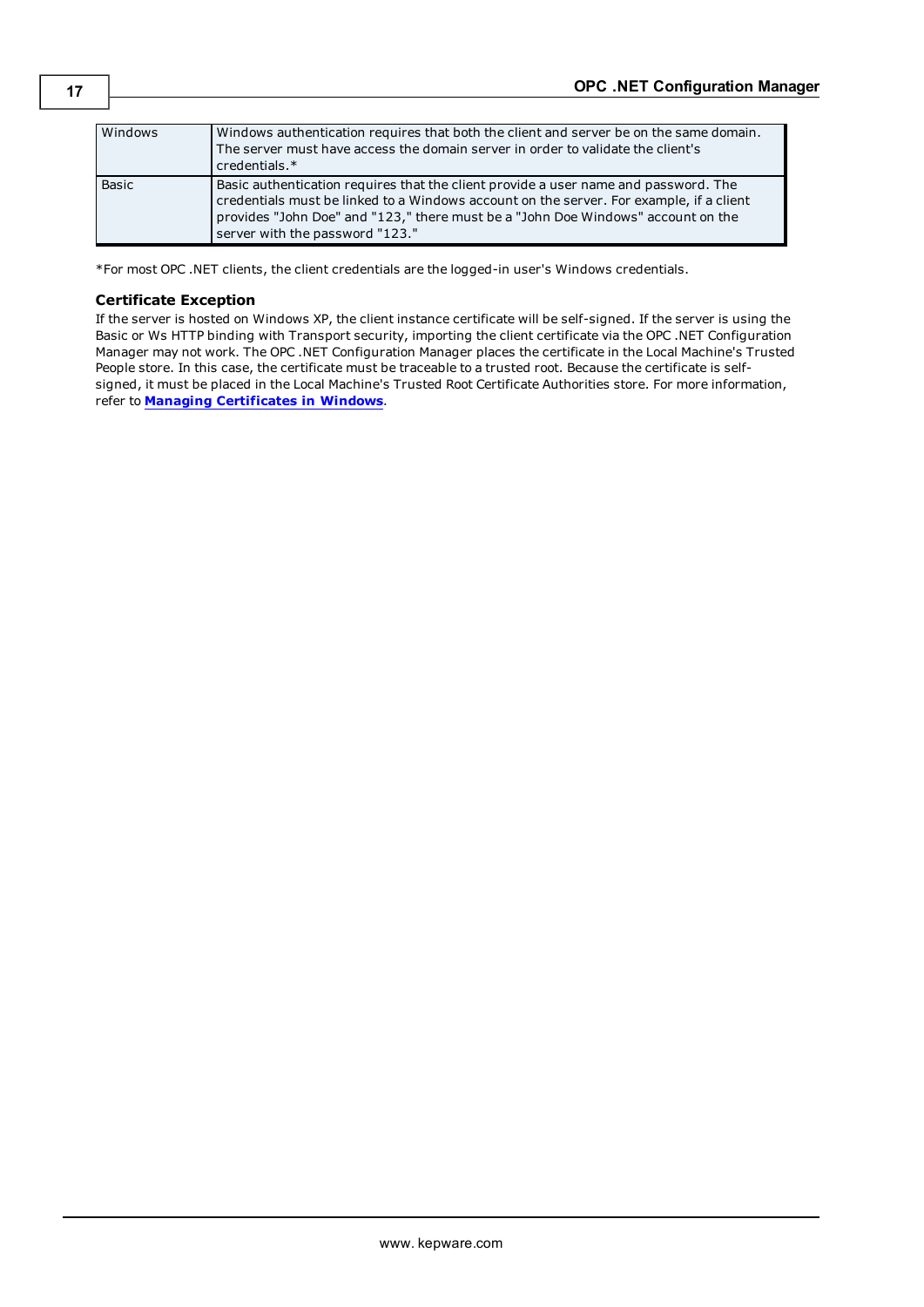| Windows | Windows authentication requires that both the client and server be on the same domain. The server must have access the domain server in order to validate the client's credentials.* |
| --- | --- |
| Basic | Basic authentication requires that the client provide a user name and password. The credentials must be linked to a Windows account on the server. For example, if a client provides "John Doe" and "123," there must be a "John Doe Windows" account on the server with the password "123." |

*For most OPC .NET clients, the client credentials are the logged-in user's Windows credentials.

#### Certificate Exception

If the server is hosted on Windows XP, the client instance certificate will be self-signed. If the server is using the Basic or Ws HTTP binding with Transport security, importing the client certificate via the OPC .NET Configuration Manager may not work. The OPC .NET Configuration Manager places the certificate in the Local Machine's Trusted People store. In this case, the certificate must be traceable to a trusted root. Because the certificate is self-signed, it must be placed in the Local Machine's Trusted Root Certificate Authorities store. For more information, refer to **Managing Certificates in Windows**.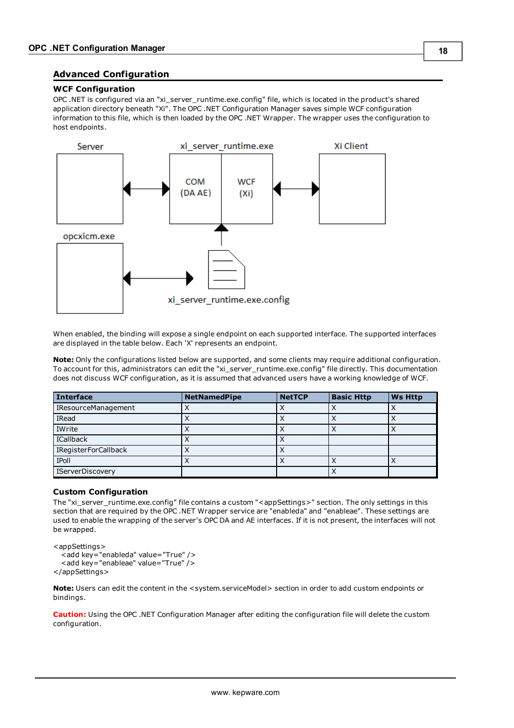## Advanced Configuration

### WCF Configuration

OPC .NET is configured via an "xi_server_runtime.exe.config" file, which is located in the product's shared application directory beneath "Xi". The OPC .NET Configuration Manager saves simple WCF configuration information to this file, which is then loaded by the OPC .NET Wrapper. The wrapper uses the configuration to host endpoints.

When enabled, the binding will expose a single endpoint on each supported interface. The supported interfaces are displayed in the table below. Each 'X' represents an endpoint.

**Note:** Only the configurations listed below are supported, and some clients may require additional configuration. To account for this, administrators can edit the "xi_server_runtime.exe.config" file directly. This documentation does not discuss WCF configuration, as it is assumed that advanced users have a working knowledge of WCF.

| Interface | NetNamedPipe | NetTCP | Basic Http | Ws Http |
|---|---|---|---|---|
| IResourceManagement | X | X | X | X |
| IRead | X | X | X | X |
| IWrite | X | X | X | X |
| ICallback | X | X | | |
| IRegisterForCallback | X | X | | |
| IPoll | X | X | X | X |
| IServerDiscovery | | | X | |

### Custom Configuration

The "xi_server_runtime.exe.config" file contains a custom "<appSettings>" section. The only settings in this section that are required by the OPC .NET Wrapper service are "enableda" and "enableae". These settings are used to enable the wrapping of the server's OPC DA and AE interfaces. If it is not present, the interfaces will not be wrapped.

```
<appSettings>
   <add key="enableda" value="True" />
   <add key="enableae" value="True" />
</appSettings>
```

**Note:** Users can edit the content in the <system.serviceModel> section in order to add custom endpoints or bindings.

**Caution:** Using the OPC .NET Configuration Manager after editing the configuration file will delete the custom configuration.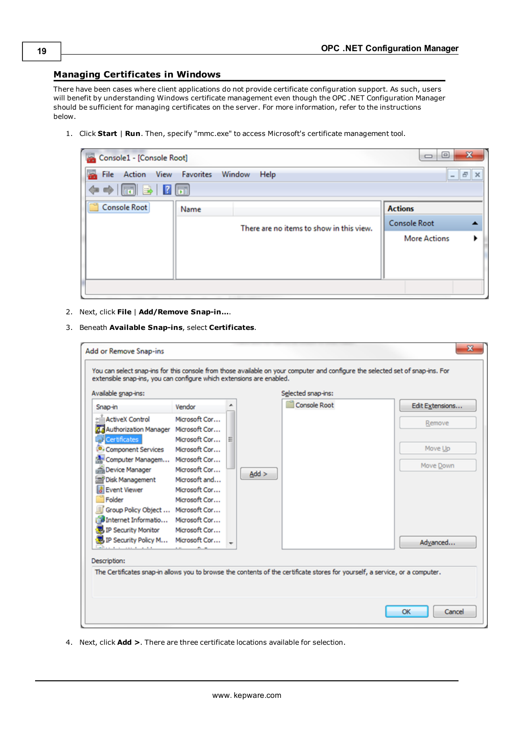## Managing Certificates in Windows

There have been cases where client applications do not provide certificate configuration support. As such, users will benefit by understanding Windows certificate management even though the OPC .NET Configuration Manager should be sufficient for managing certificates on the server. For more information, refer to the instructions below.

1. Click **Start** | **Run**. Then, specify "mmc.exe" to access Microsoft's certificate management tool.

2. Next, click **File** | **Add/Remove Snap-in...**.
3. Beneath **Available Snap-ins**, select **Certificates**.

4. Next, click **Add >**. There are three certificate locations available for selection.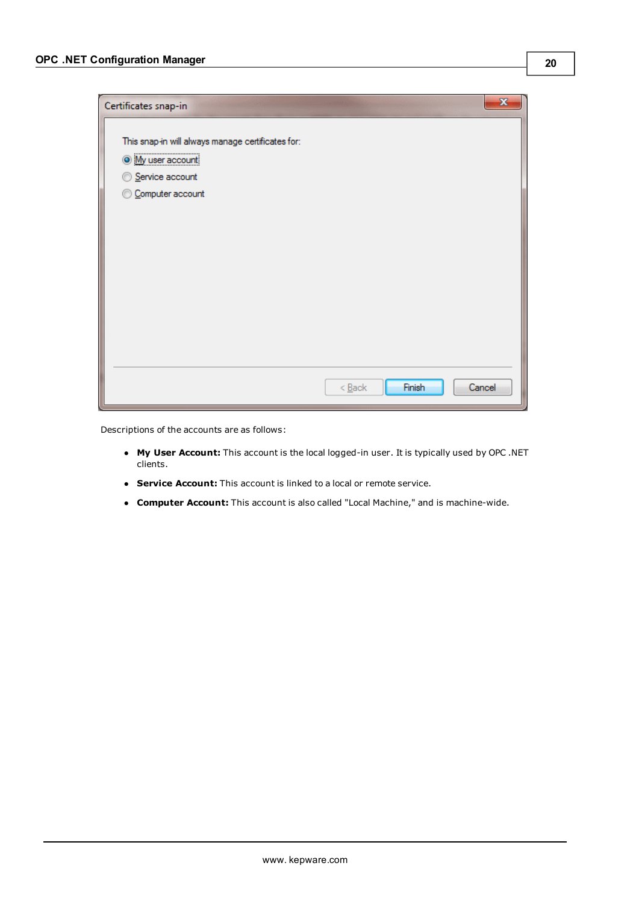Descriptions of the accounts are as follows:

- **My User Account:** This account is the local logged-in user. It is typically used by OPC .NET clients.
- **Service Account:** This account is linked to a local or remote service.
- **Computer Account:** This account is also called "Local Machine," and is machine-wide.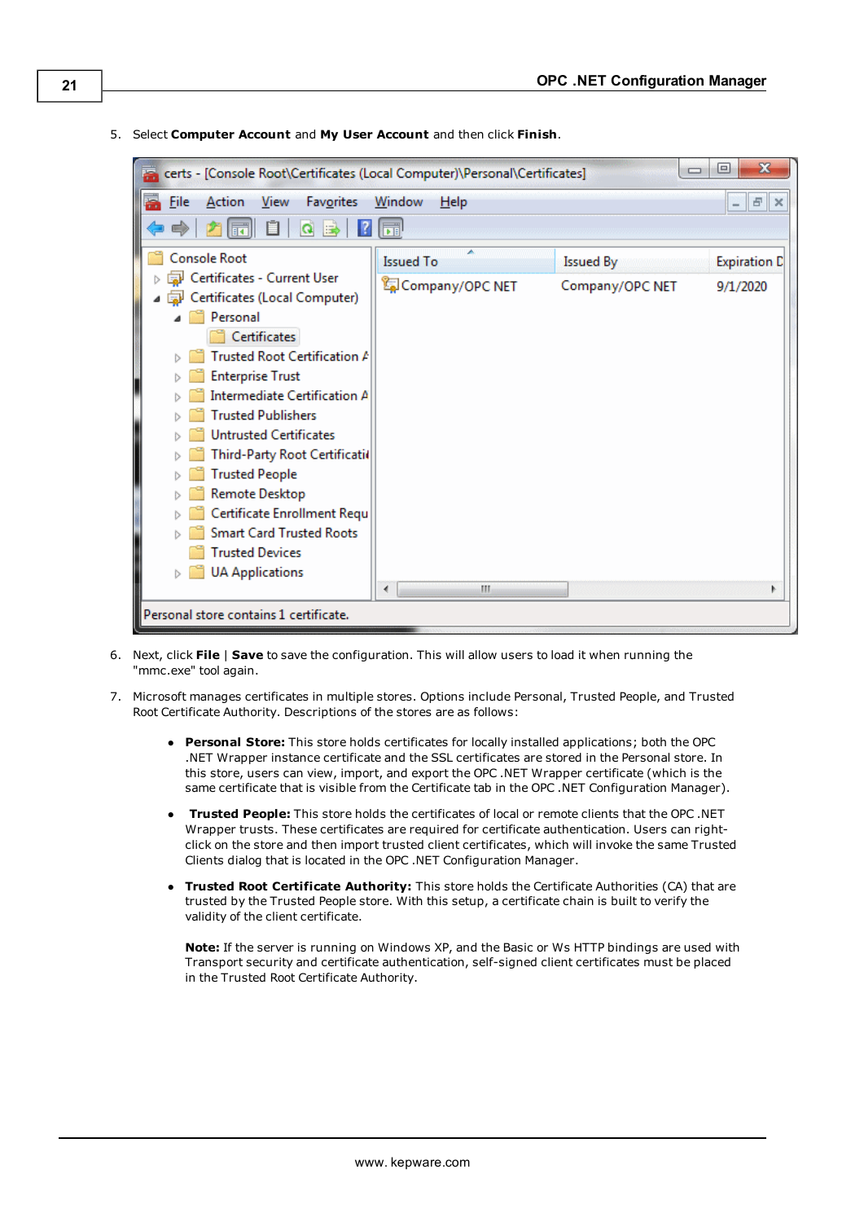5. Select **Computer Account** and **My User Account** and then click **Finish**.

6. Next, click **File** | **Save** to save the configuration. This will allow users to load it when running the "mmc.exe" tool again.

7. Microsoft manages certificates in multiple stores. Options include Personal, Trusted People, and Trusted Root Certificate Authority. Descriptions of the stores are as follows:

   - **Personal Store:** This store holds certificates for locally installed applications; both the OPC .NET Wrapper instance certificate and the SSL certificates are stored in the Personal store. In this store, users can view, import, and export the OPC .NET Wrapper certificate (which is the same certificate that is visible from the Certificate tab in the OPC .NET Configuration Manager).
   - **Trusted People:** This store holds the certificates of local or remote clients that the OPC .NET Wrapper trusts. These certificates are required for certificate authentication. Users can right-click on the store and then import trusted client certificates, which will invoke the same Trusted Clients dialog that is located in the OPC .NET Configuration Manager.
   - **Trusted Root Certificate Authority:** This store holds the Certificate Authorities (CA) that are trusted by the Trusted People store. With this setup, a certificate chain is built to verify the validity of the client certificate.

     **Note:** If the server is running on Windows XP, and the Basic or Ws HTTP bindings are used with Transport security and certificate authentication, self-signed client certificates must be placed in the Trusted Root Certificate Authority.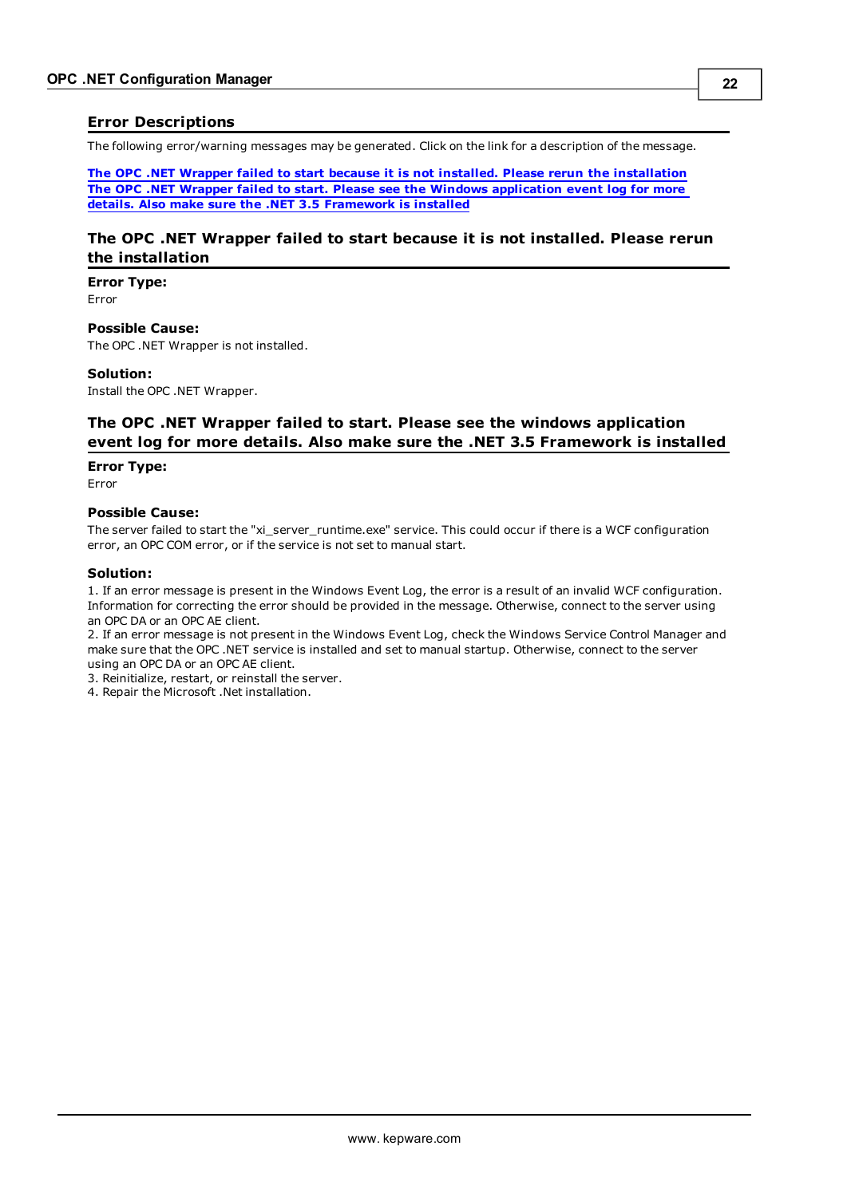## Error Descriptions

The following error/warning messages may be generated. Click on the link for a description of the message.

**The OPC .NET Wrapper failed to start because it is not installed. Please rerun the installation**
**The OPC .NET Wrapper failed to start. Please see the Windows application event log for more details. Also make sure the .NET 3.5 Framework is installed**

### The OPC .NET Wrapper failed to start because it is not installed. Please rerun the installation

**Error Type:**
Error

**Possible Cause:**
The OPC .NET Wrapper is not installed.

**Solution:**
Install the OPC .NET Wrapper.

### The OPC .NET Wrapper failed to start. Please see the windows application event log for more details. Also make sure the .NET 3.5 Framework is installed

**Error Type:**
Error

**Possible Cause:**
The server failed to start the "xi_server_runtime.exe" service. This could occur if there is a WCF configuration error, an OPC COM error, or if the service is not set to manual start.

**Solution:**
1. If an error message is present in the Windows Event Log, the error is a result of an invalid WCF configuration. Information for correcting the error should be provided in the message. Otherwise, connect to the server using an OPC DA or an OPC AE client.
2. If an error message is not present in the Windows Event Log, check the Windows Service Control Manager and make sure that the OPC .NET service is installed and set to manual startup. Otherwise, connect to the server using an OPC DA or an OPC AE client.
3. Reinitialize, restart, or reinstall the server.
4. Repair the Microsoft .Net installation.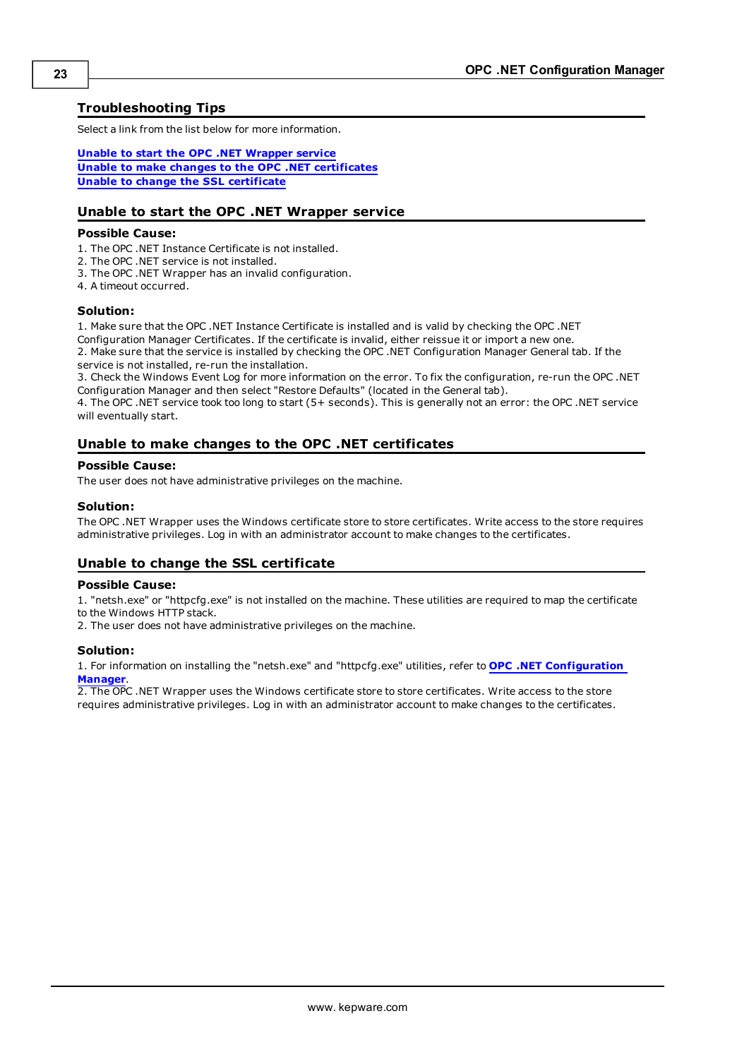## Troubleshooting Tips

Select a link from the list below for more information.

**Unable to start the OPC .NET Wrapper service**
**Unable to make changes to the OPC .NET certificates**
**Unable to change the SSL certificate**

### Unable to start the OPC .NET Wrapper service

**Possible Cause:**

1. The OPC .NET Instance Certificate is not installed.
2. The OPC .NET service is not installed.
3. The OPC .NET Wrapper has an invalid configuration.
4. A timeout occurred.

**Solution:**

1. Make sure that the OPC .NET Instance Certificate is installed and is valid by checking the OPC .NET Configuration Manager Certificates. If the certificate is invalid, either reissue it or import a new one.
2. Make sure that the service is installed by checking the OPC .NET Configuration Manager General tab. If the service is not installed, re-run the installation.
3. Check the Windows Event Log for more information on the error. To fix the configuration, re-run the OPC .NET Configuration Manager and then select "Restore Defaults" (located in the General tab).
4. The OPC .NET service took too long to start (5+ seconds). This is generally not an error: the OPC .NET service will eventually start.

### Unable to make changes to the OPC .NET certificates

**Possible Cause:**

The user does not have administrative privileges on the machine.

**Solution:**

The OPC .NET Wrapper uses the Windows certificate store to store certificates. Write access to the store requires administrative privileges. Log in with an administrator account to make changes to the certificates.

### Unable to change the SSL certificate

**Possible Cause:**

1. "netsh.exe" or "httpcfg.exe" is not installed on the machine. These utilities are required to map the certificate to the Windows HTTP stack.
2. The user does not have administrative privileges on the machine.

**Solution:**

1. For information on installing the "netsh.exe" and "httpcfg.exe" utilities, refer to **OPC .NET Configuration Manager**.
2. The OPC .NET Wrapper uses the Windows certificate store to store certificates. Write access to the store requires administrative privileges. Log in with an administrator account to make changes to the certificates.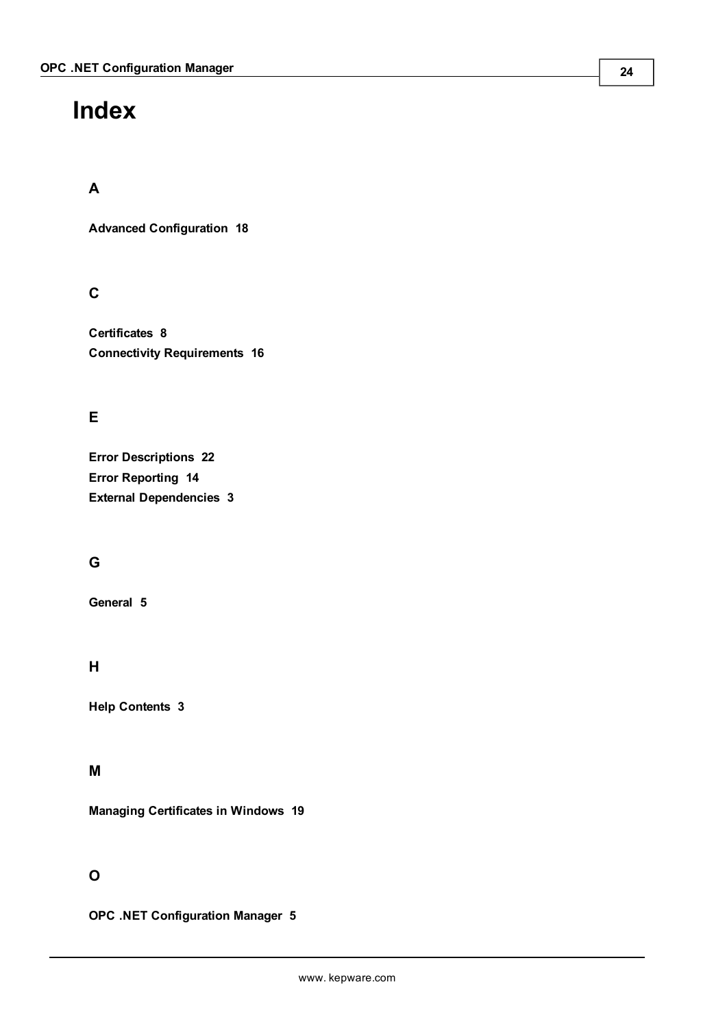# Index

## A

**Advanced Configuration 18**

## C

**Certificates 8**
**Connectivity Requirements 16**

## E

**Error Descriptions 22**
**Error Reporting 14**
**External Dependencies 3**

## G

**General 5**

## H

**Help Contents 3**

## M

**Managing Certificates in Windows 19**

## O

**OPC .NET Configuration Manager 5**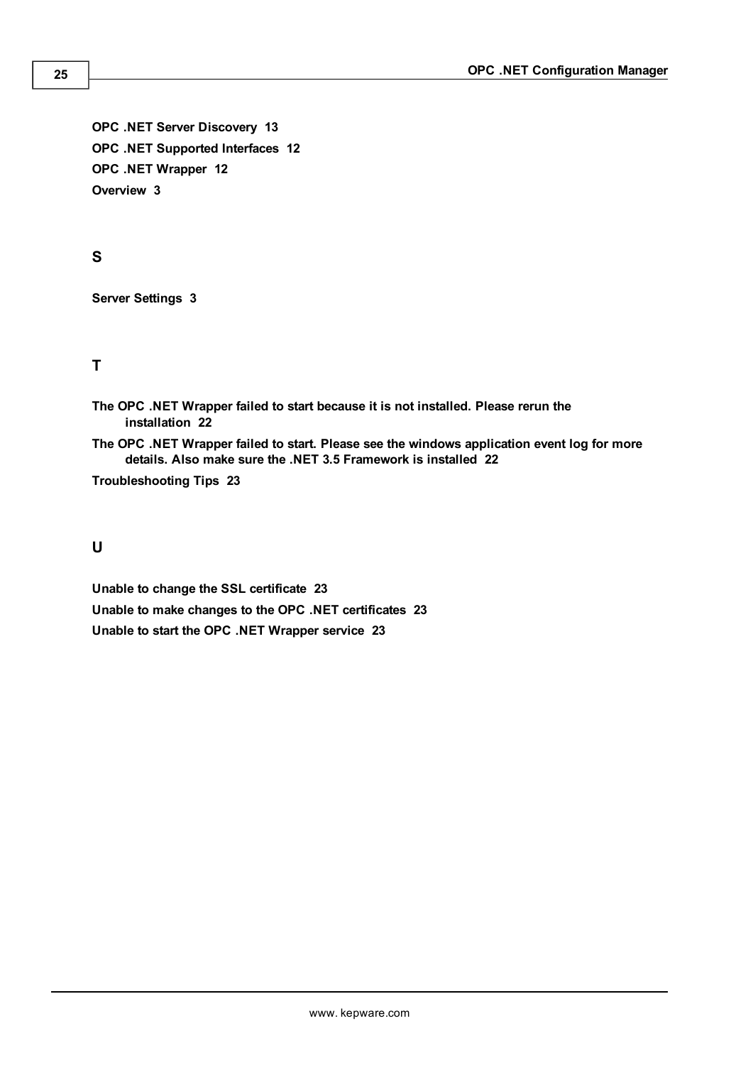**OPC .NET Server Discovery 13**

**OPC .NET Supported Interfaces 12**

**OPC .NET Wrapper 12**

**Overview 3**

## S

**Server Settings 3**

## T

**The OPC .NET Wrapper failed to start because it is not installed. Please rerun the installation 22**

**The OPC .NET Wrapper failed to start. Please see the windows application event log for more details. Also make sure the .NET 3.5 Framework is installed 22**

**Troubleshooting Tips 23**

## U

**Unable to change the SSL certificate 23**

**Unable to make changes to the OPC .NET certificates 23**

**Unable to start the OPC .NET Wrapper service 23**